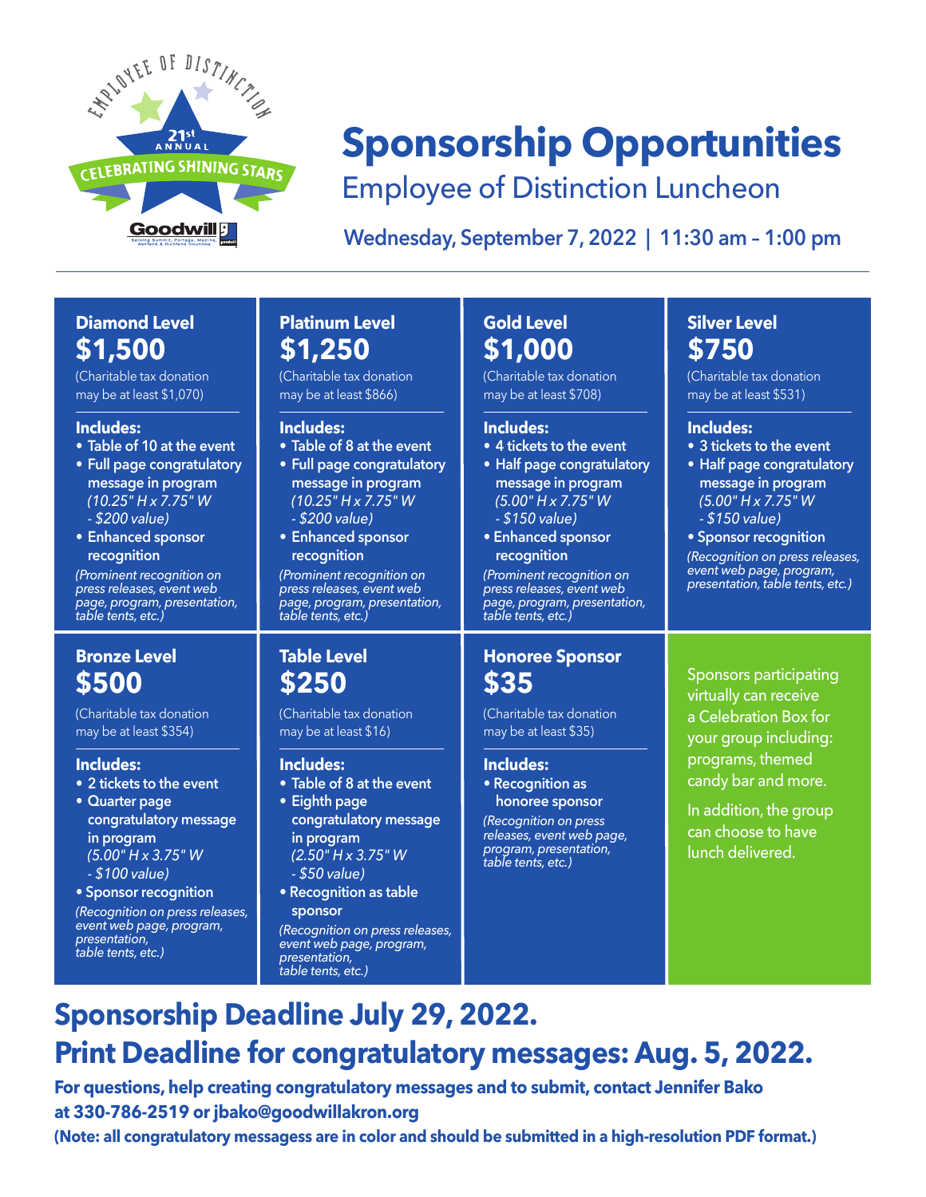# Sponsorship Opportunities

## Employee of Distinction Luncheon

**Wednesday, September 7, 2022 | 11:30 am – 1:00 pm**

### Diamond Level
## $1,500

(Charitable tax donation may be at least $1,070)

**Includes:**

- **Table of 10 at the event**
- **Full page congratulatory message in program** *(10.25" H x 7.75" W - $200 value)*
- **Enhanced sponsor recognition**

*(Prominent recognition on press releases, event web page, program, presentation, table tents, etc.)*

### Platinum Level
## $1,250

(Charitable tax donation may be at least $866)

**Includes:**

- **Table of 8 at the event**
- **Full page congratulatory message in program** *(10.25" H x 7.75" W - $200 value)*
- **Enhanced sponsor recognition**

*(Prominent recognition on press releases, event web page, program, presentation, table tents, etc.)*

### Gold Level
## $1,000

(Charitable tax donation may be at least $708)

**Includes:**

- **4 tickets to the event**
- **Half page congratulatory message in program** *(5.00" H x 7.75" W - $150 value)*
- **Enhanced sponsor recognition**

*(Prominent recognition on press releases, event web page, program, presentation, table tents, etc.)*

### Silver Level
## $750

(Charitable tax donation may be at least $531)

**Includes:**

- **3 tickets to the event**
- **Half page congratulatory message in program** *(5.00" H x 7.75" W - $150 value)*
- **Sponsor recognition**

*(Recognition on press releases, event web page, program, presentation, table tents, etc.)*

### Bronze Level
## $500

(Charitable tax donation may be at least $354)

**Includes:**

- **2 tickets to the event**
- **Quarter page congratulatory message in program** *(5.00" H x 3.75" W - $100 value)*
- **Sponsor recognition**

*(Recognition on press releases, event web page, program, presentation, table tents, etc.)*

### Table Level
## $250

(Charitable tax donation may be at least $16)

**Includes:**

- **Table of 8 at the event**
- **Eighth page congratulatory message in program** *(2.50" H x 3.75" W - $50 value)*
- **Recognition as table sponsor**

*(Recognition on press releases, event web page, program, presentation, table tents, etc.)*

### Honoree Sponsor
## $35

(Charitable tax donation may be at least $35)

**Includes:**

- **Recognition as honoree sponsor**

*(Recognition on press releases, event web page, program, presentation, table tents, etc.)*

Sponsors participating virtually can receive a Celebration Box for your group including: programs, themed candy bar and more.

In addition, the group can choose to have lunch delivered.

## Sponsorship Deadline July 29, 2022.
## Print Deadline for congratulatory messages: Aug. 5, 2022.

**For questions, help creating congratulatory messages and to submit, contact Jennifer Bako at 330-786-2519 or jbako@goodwillakron.org**

**(Note: all congratulatory messagess are in color and should be submitted in a high-resolution PDF format.)**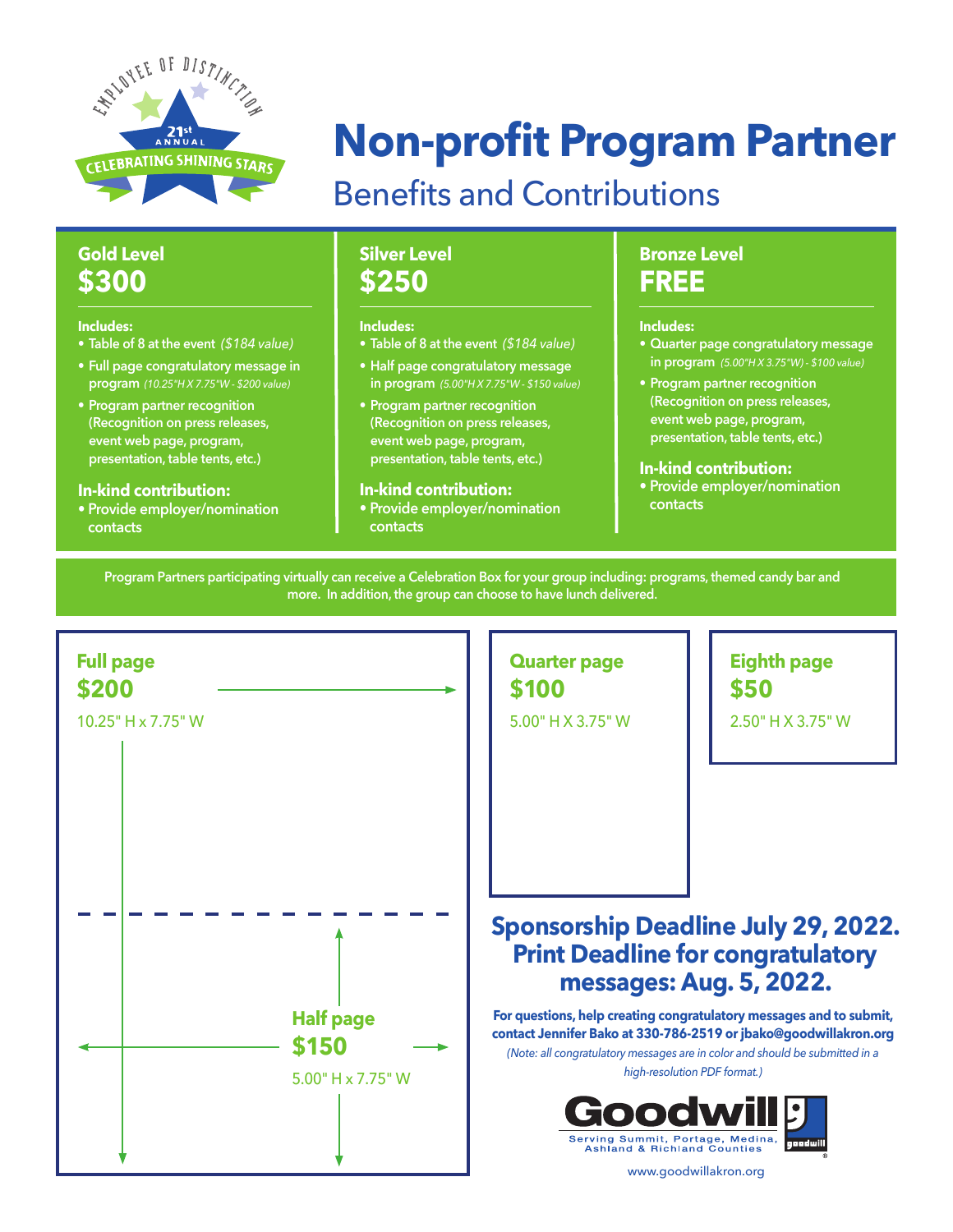EMPLOYEE OF DISTINCTION

21st ANNUAL

CELEBRATING SHINING STARS

# Non-profit Program Partner

## Benefits and Contributions

### Gold Level
**$300**

**Includes:**

- Table of 8 at the event *($184 value)*
- Full page congratulatory message in program *(10.25"H X 7.75"W - $200 value)*
- Program partner recognition (Recognition on press releases, event web page, program, presentation, table tents, etc.)

**In-kind contribution:**

- Provide employer/nomination contacts

### Silver Level
**$250**

**Includes:**

- Table of 8 at the event *($184 value)*
- Half page congratulatory message in program *(5.00"H X 7.75"W - $150 value)*
- Program partner recognition (Recognition on press releases, event web page, program, presentation, table tents, etc.)

**In-kind contribution:**

- Provide employer/nomination contacts

### Bronze Level
**FREE**

**Includes:**

- Quarter page congratulatory message in program *(5.00"H X 3.75"W) - $100 value)*
- Program partner recognition (Recognition on press releases, event web page, program, presentation, table tents, etc.)

**In-kind contribution:**

- Provide employer/nomination contacts

Program Partners participating virtually can receive a Celebration Box for your group including: programs, themed candy bar and more. In addition, the group can choose to have lunch delivered.

**Full page**
**$200**
10.25" H x 7.75" W

**Half page**
**$150**
5.00" H x 7.75" W

**Quarter page**
**$100**
5.00" H X 3.75" W

**Eighth page**
**$50**
2.50" H X 3.75" W

## Sponsorship Deadline July 29, 2022. Print Deadline for congratulatory messages: Aug. 5, 2022.

**For questions, help creating congratulatory messages and to submit, contact Jennifer Bako at 330-786-2519 or jbako@goodwillakron.org**

*(Note: all congratulatory messages are in color and should be submitted in a high-resolution PDF format.)*

Goodwill
Serving Summit, Portage, Medina, Ashland & Richland Counties

www.goodwillakron.org